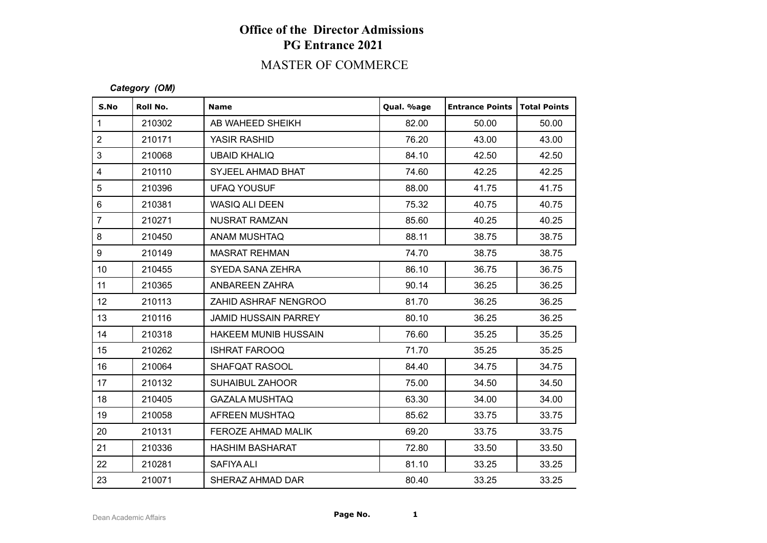# Office of the Director Admissions
## PG Entrance 2021

## MASTER OF COMMERCE

***Category (OM)***

| S.No | Roll No. | Name | Qual. %age | Entrance Points | Total Points |
|---|---|---|---|---|---|
| 1 | 210302 | AB WAHEED SHEIKH | 82.00 | 50.00 | 50.00 |
| 2 | 210171 | YASIR RASHID | 76.20 | 43.00 | 43.00 |
| 3 | 210068 | UBAID KHALIQ | 84.10 | 42.50 | 42.50 |
| 4 | 210110 | SYJEEL AHMAD BHAT | 74.60 | 42.25 | 42.25 |
| 5 | 210396 | UFAQ YOUSUF | 88.00 | 41.75 | 41.75 |
| 6 | 210381 | WASIQ ALI DEEN | 75.32 | 40.75 | 40.75 |
| 7 | 210271 | NUSRAT RAMZAN | 85.60 | 40.25 | 40.25 |
| 8 | 210450 | ANAM MUSHTAQ | 88.11 | 38.75 | 38.75 |
| 9 | 210149 | MASRAT REHMAN | 74.70 | 38.75 | 38.75 |
| 10 | 210455 | SYEDA SANA ZEHRA | 86.10 | 36.75 | 36.75 |
| 11 | 210365 | ANBAREEN ZAHRA | 90.14 | 36.25 | 36.25 |
| 12 | 210113 | ZAHID ASHRAF NENGROO | 81.70 | 36.25 | 36.25 |
| 13 | 210116 | JAMID HUSSAIN PARREY | 80.10 | 36.25 | 36.25 |
| 14 | 210318 | HAKEEM MUNIB HUSSAIN | 76.60 | 35.25 | 35.25 |
| 15 | 210262 | ISHRAT FAROOQ | 71.70 | 35.25 | 35.25 |
| 16 | 210064 | SHAFQAT RASOOL | 84.40 | 34.75 | 34.75 |
| 17 | 210132 | SUHAIBUL ZAHOOR | 75.00 | 34.50 | 34.50 |
| 18 | 210405 | GAZALA MUSHTAQ | 63.30 | 34.00 | 34.00 |
| 19 | 210058 | AFREEN MUSHTAQ | 85.62 | 33.75 | 33.75 |
| 20 | 210131 | FEROZE AHMAD MALIK | 69.20 | 33.75 | 33.75 |
| 21 | 210336 | HASHIM BASHARAT | 72.80 | 33.50 | 33.50 |
| 22 | 210281 | SAFIYA ALI | 81.10 | 33.25 | 33.25 |
| 23 | 210071 | SHERAZ AHMAD DAR | 80.40 | 33.25 | 33.25 |

Dean Academic Affairs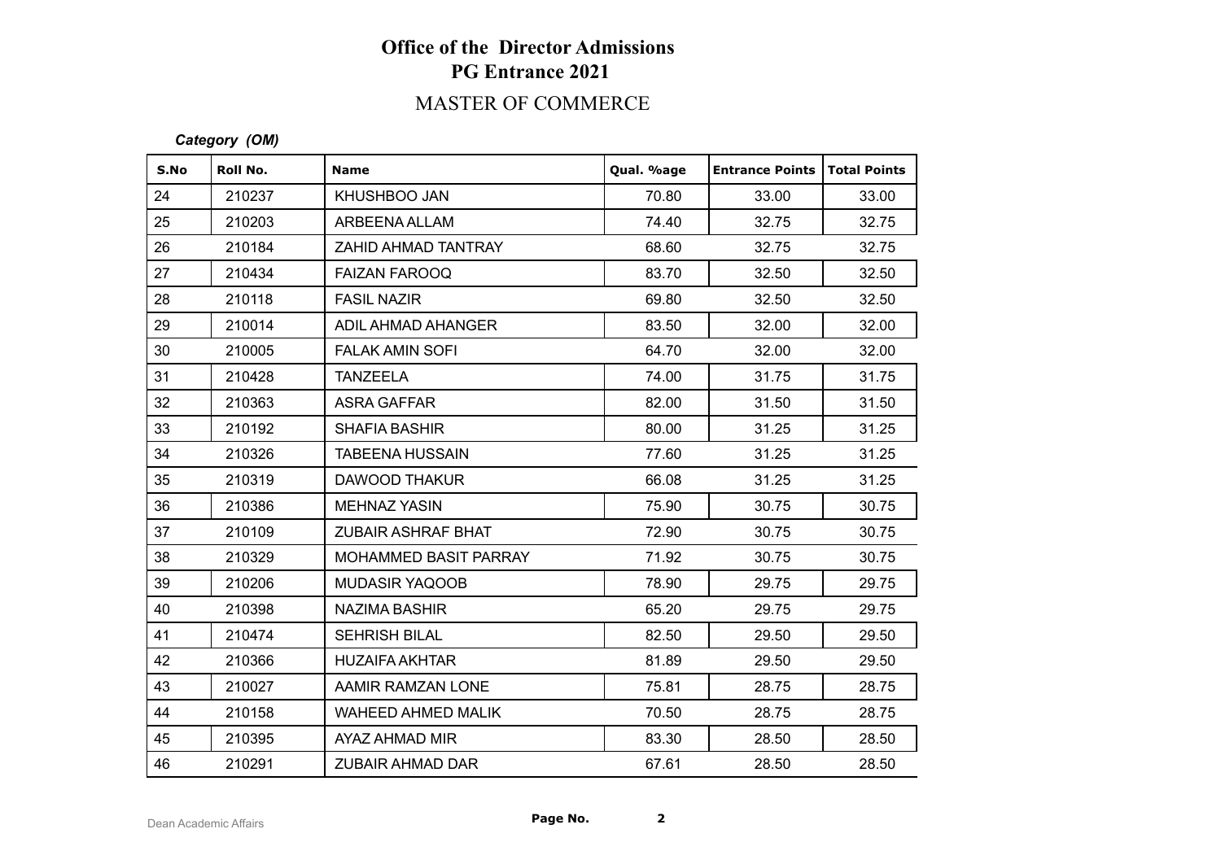# Office of the Director Admissions
## PG Entrance 2021

### MASTER OF COMMERCE

***Category (OM)***

| S.No | Roll No. | Name | Qual. %age | Entrance Points | Total Points |
|---|---|---|---|---|---|
| 24 | 210237 | KHUSHBOO JAN | 70.80 | 33.00 | 33.00 |
| 25 | 210203 | ARBEENA ALLAM | 74.40 | 32.75 | 32.75 |
| 26 | 210184 | ZAHID AHMAD TANTRAY | 68.60 | 32.75 | 32.75 |
| 27 | 210434 | FAIZAN FAROOQ | 83.70 | 32.50 | 32.50 |
| 28 | 210118 | FASIL NAZIR | 69.80 | 32.50 | 32.50 |
| 29 | 210014 | ADIL AHMAD AHANGER | 83.50 | 32.00 | 32.00 |
| 30 | 210005 | FALAK AMIN SOFI | 64.70 | 32.00 | 32.00 |
| 31 | 210428 | TANZEELA | 74.00 | 31.75 | 31.75 |
| 32 | 210363 | ASRA GAFFAR | 82.00 | 31.50 | 31.50 |
| 33 | 210192 | SHAFIA BASHIR | 80.00 | 31.25 | 31.25 |
| 34 | 210326 | TABEENA HUSSAIN | 77.60 | 31.25 | 31.25 |
| 35 | 210319 | DAWOOD THAKUR | 66.08 | 31.25 | 31.25 |
| 36 | 210386 | MEHNAZ YASIN | 75.90 | 30.75 | 30.75 |
| 37 | 210109 | ZUBAIR ASHRAF BHAT | 72.90 | 30.75 | 30.75 |
| 38 | 210329 | MOHAMMED BASIT PARRAY | 71.92 | 30.75 | 30.75 |
| 39 | 210206 | MUDASIR YAQOOB | 78.90 | 29.75 | 29.75 |
| 40 | 210398 | NAZIMA BASHIR | 65.20 | 29.75 | 29.75 |
| 41 | 210474 | SEHRISH BILAL | 82.50 | 29.50 | 29.50 |
| 42 | 210366 | HUZAIFA AKHTAR | 81.89 | 29.50 | 29.50 |
| 43 | 210027 | AAMIR RAMZAN LONE | 75.81 | 28.75 | 28.75 |
| 44 | 210158 | WAHEED AHMED MALIK | 70.50 | 28.75 | 28.75 |
| 45 | 210395 | AYAZ AHMAD MIR | 83.30 | 28.50 | 28.50 |
| 46 | 210291 | ZUBAIR AHMAD DAR | 67.61 | 28.50 | 28.50 |

Dean Academic Affairs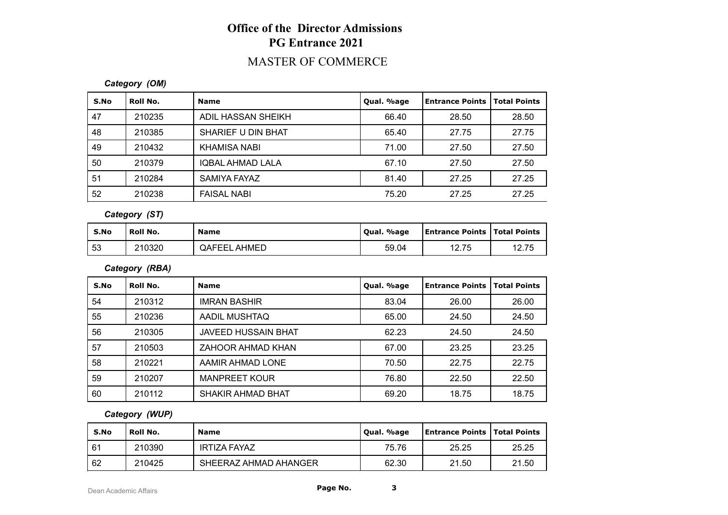# Office of the Director Admissions
## PG Entrance 2021
## MASTER OF COMMERCE

*Category (OM)*

| S.No | Roll No. | Name | Qual. %age | Entrance Points | Total Points |
|---|---|---|---|---|---|
| 47 | 210235 | ADIL HASSAN SHEIKH | 66.40 | 28.50 | 28.50 |
| 48 | 210385 | SHARIEF U DIN BHAT | 65.40 | 27.75 | 27.75 |
| 49 | 210432 | KHAMISA NABI | 71.00 | 27.50 | 27.50 |
| 50 | 210379 | IQBAL AHMAD LALA | 67.10 | 27.50 | 27.50 |
| 51 | 210284 | SAMIYA FAYAZ | 81.40 | 27.25 | 27.25 |
| 52 | 210238 | FAISAL NABI | 75.20 | 27.25 | 27.25 |

*Category (ST)*

| S.No | Roll No. | Name | Qual. %age | Entrance Points | Total Points |
|---|---|---|---|---|---|
| 53 | 210320 | QAFEEL AHMED | 59.04 | 12.75 | 12.75 |

*Category (RBA)*

| S.No | Roll No. | Name | Qual. %age | Entrance Points | Total Points |
|---|---|---|---|---|---|
| 54 | 210312 | IMRAN BASHIR | 83.04 | 26.00 | 26.00 |
| 55 | 210236 | AADIL MUSHTAQ | 65.00 | 24.50 | 24.50 |
| 56 | 210305 | JAVEED HUSSAIN BHAT | 62.23 | 24.50 | 24.50 |
| 57 | 210503 | ZAHOOR AHMAD KHAN | 67.00 | 23.25 | 23.25 |
| 58 | 210221 | AAMIR AHMAD LONE | 70.50 | 22.75 | 22.75 |
| 59 | 210207 | MANPREET KOUR | 76.80 | 22.50 | 22.50 |
| 60 | 210112 | SHAKIR AHMAD BHAT | 69.20 | 18.75 | 18.75 |

*Category (WUP)*

| S.No | Roll No. | Name | Qual. %age | Entrance Points | Total Points |
|---|---|---|---|---|---|
| 61 | 210390 | IRTIZA FAYAZ | 75.76 | 25.25 | 25.25 |
| 62 | 210425 | SHEERAZ AHMAD AHANGER | 62.30 | 21.50 | 21.50 |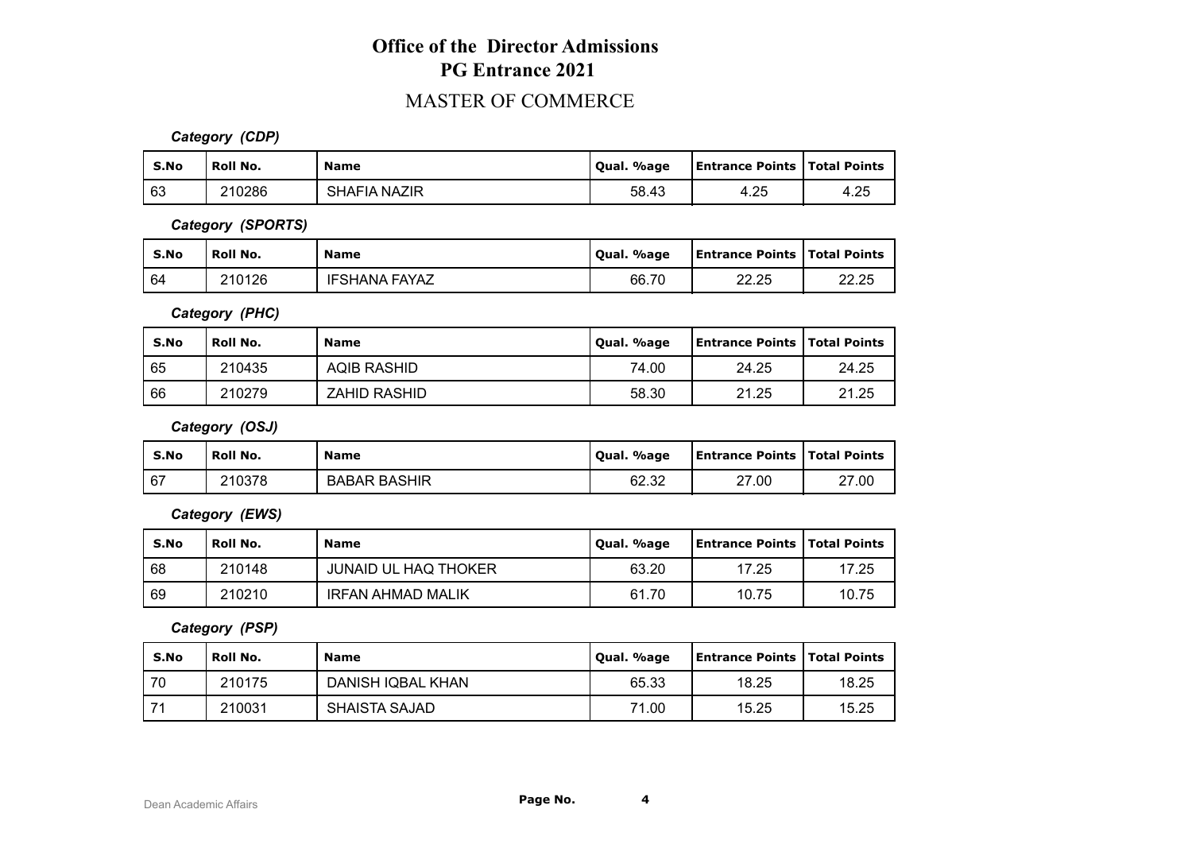# Office of the Director Admissions
# PG Entrance 2021

## MASTER OF COMMERCE

***Category (CDP)***

| S.No | Roll No. | Name | Qual. %age | Entrance Points | Total Points |
|---|---|---|---|---|---|
| 63 | 210286 | SHAFIA NAZIR | 58.43 | 4.25 | 4.25 |

***Category (SPORTS)***

| S.No | Roll No. | Name | Qual. %age | Entrance Points | Total Points |
|---|---|---|---|---|---|
| 64 | 210126 | IFSHANA FAYAZ | 66.70 | 22.25 | 22.25 |

***Category (PHC)***

| S.No | Roll No. | Name | Qual. %age | Entrance Points | Total Points |
|---|---|---|---|---|---|
| 65 | 210435 | AQIB RASHID | 74.00 | 24.25 | 24.25 |
| 66 | 210279 | ZAHID RASHID | 58.30 | 21.25 | 21.25 |

***Category (OSJ)***

| S.No | Roll No. | Name | Qual. %age | Entrance Points | Total Points |
|---|---|---|---|---|---|
| 67 | 210378 | BABAR BASHIR | 62.32 | 27.00 | 27.00 |

***Category (EWS)***

| S.No | Roll No. | Name | Qual. %age | Entrance Points | Total Points |
|---|---|---|---|---|---|
| 68 | 210148 | JUNAID UL HAQ THOKER | 63.20 | 17.25 | 17.25 |
| 69 | 210210 | IRFAN AHMAD MALIK | 61.70 | 10.75 | 10.75 |

***Category (PSP)***

| S.No | Roll No. | Name | Qual. %age | Entrance Points | Total Points |
|---|---|---|---|---|---|
| 70 | 210175 | DANISH IQBAL KHAN | 65.33 | 18.25 | 18.25 |
| 71 | 210031 | SHAISTA SAJAD | 71.00 | 15.25 | 15.25 |

Dean Academic Affairs